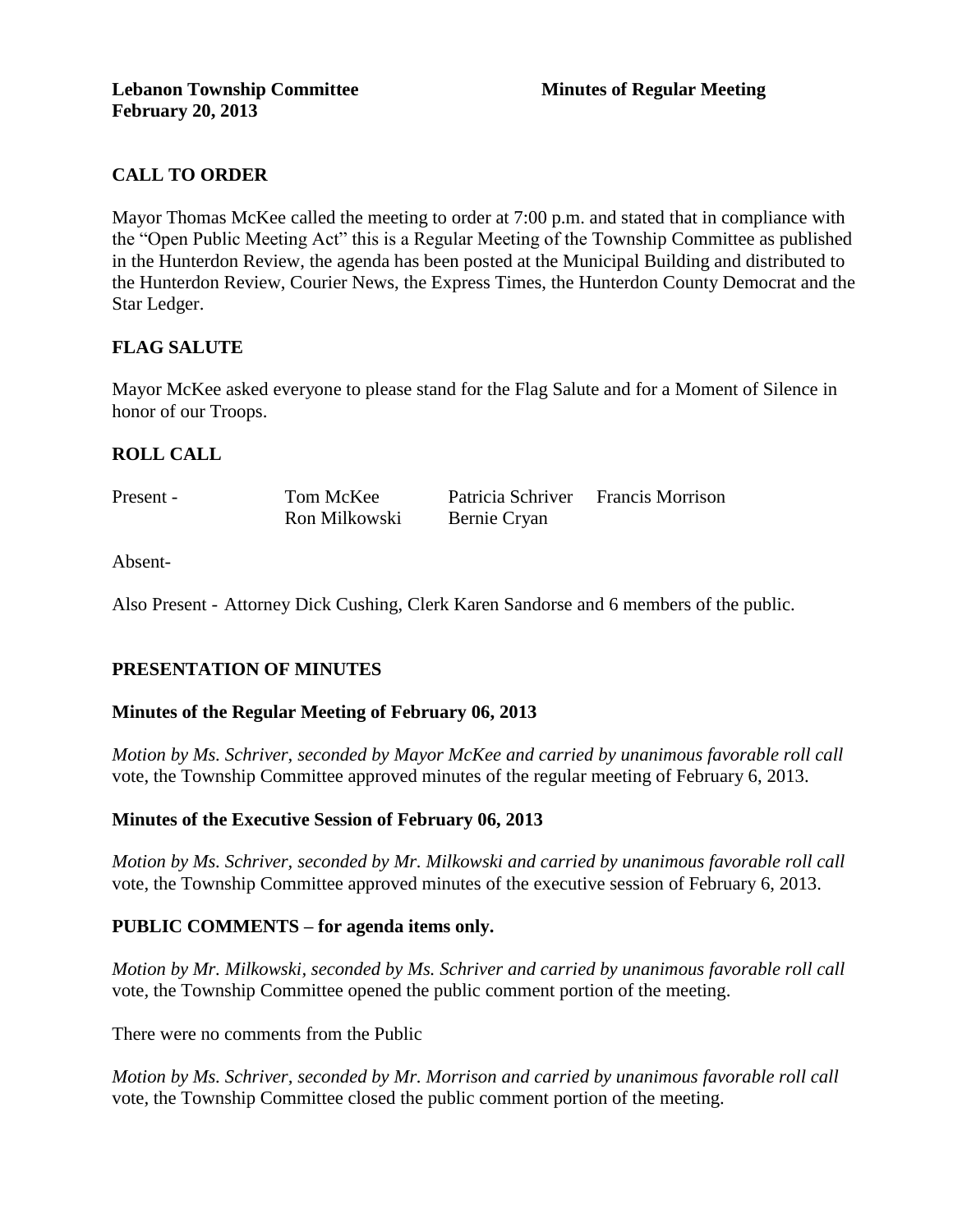**Lebanon Township Committee** **Minutes of Regular Meeting**
**February 20, 2013**

## CALL TO ORDER

Mayor Thomas McKee called the meeting to order at 7:00 p.m. and stated that in compliance with the "Open Public Meeting Act" this is a Regular Meeting of the Township Committee as published in the Hunterdon Review, the agenda has been posted at the Municipal Building and distributed to the Hunterdon Review, Courier News, the Express Times, the Hunterdon County Democrat and the Star Ledger.

## FLAG SALUTE

Mayor McKee asked everyone to please stand for the Flag Salute and for a Moment of Silence in honor of our Troops.

## ROLL CALL

| Present - | Tom McKee | Patricia Schriver | Francis Morrison |
|---|---|---|---|
| | Ron Milkowski | Bernie Cryan | |

Absent-

Also Present - Attorney Dick Cushing, Clerk Karen Sandorse and 6 members of the public.

## PRESENTATION OF MINUTES

### Minutes of the Regular Meeting of February 06, 2013

*Motion by Ms. Schriver, seconded by Mayor McKee and carried by unanimous favorable roll call* vote, the Township Committee approved minutes of the regular meeting of February 6, 2013.

### Minutes of the Executive Session of February 06, 2013

*Motion by Ms. Schriver, seconded by Mr. Milkowski and carried by unanimous favorable roll call* vote, the Township Committee approved minutes of the executive session of February 6, 2013.

## PUBLIC COMMENTS – for agenda items only.

*Motion by Mr. Milkowski, seconded by Ms. Schriver and carried by unanimous favorable roll call* vote, the Township Committee opened the public comment portion of the meeting.

There were no comments from the Public

*Motion by Ms. Schriver, seconded by Mr. Morrison and carried by unanimous favorable roll call* vote, the Township Committee closed the public comment portion of the meeting.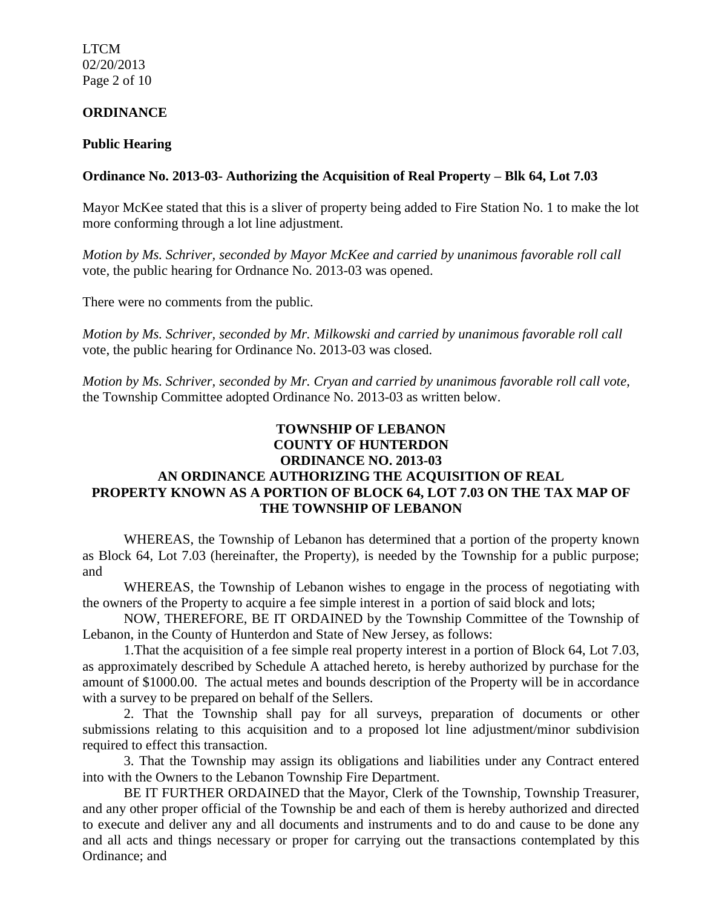**ORDINANCE**

**Public Hearing**

**Ordinance No. 2013-03- Authorizing the Acquisition of Real Property – Blk 64, Lot 7.03**

Mayor McKee stated that this is a sliver of property being added to Fire Station No. 1 to make the lot more conforming through a lot line adjustment.

*Motion by Ms. Schriver, seconded by Mayor McKee and carried by unanimous favorable roll call* vote, the public hearing for Ordnance No. 2013-03 was opened.

There were no comments from the public.

*Motion by Ms. Schriver, seconded by Mr. Milkowski and carried by unanimous favorable roll call* vote, the public hearing for Ordinance No. 2013-03 was closed.

*Motion by Ms. Schriver, seconded by Mr. Cryan and carried by unanimous favorable roll call vote,* the Township Committee adopted Ordinance No. 2013-03 as written below.

**TOWNSHIP OF LEBANON**
**COUNTY OF HUNTERDON**
**ORDINANCE NO. 2013-03**
**AN ORDINANCE AUTHORIZING THE ACQUISITION OF REAL PROPERTY KNOWN AS A PORTION OF BLOCK 64, LOT 7.03 ON THE TAX MAP OF THE TOWNSHIP OF LEBANON**

WHEREAS, the Township of Lebanon has determined that a portion of the property known as Block 64, Lot 7.03 (hereinafter, the Property), is needed by the Township for a public purpose; and

WHEREAS, the Township of Lebanon wishes to engage in the process of negotiating with the owners of the Property to acquire a fee simple interest in a portion of said block and lots;

NOW, THEREFORE, BE IT ORDAINED by the Township Committee of the Township of Lebanon, in the County of Hunterdon and State of New Jersey, as follows:

1.That the acquisition of a fee simple real property interest in a portion of Block 64, Lot 7.03, as approximately described by Schedule A attached hereto, is hereby authorized by purchase for the amount of $1000.00. The actual metes and bounds description of the Property will be in accordance with a survey to be prepared on behalf of the Sellers.

2. That the Township shall pay for all surveys, preparation of documents or other submissions relating to this acquisition and to a proposed lot line adjustment/minor subdivision required to effect this transaction.

3. That the Township may assign its obligations and liabilities under any Contract entered into with the Owners to the Lebanon Township Fire Department.

BE IT FURTHER ORDAINED that the Mayor, Clerk of the Township, Township Treasurer, and any other proper official of the Township be and each of them is hereby authorized and directed to execute and deliver any and all documents and instruments and to do and cause to be done any and all acts and things necessary or proper for carrying out the transactions contemplated by this Ordinance; and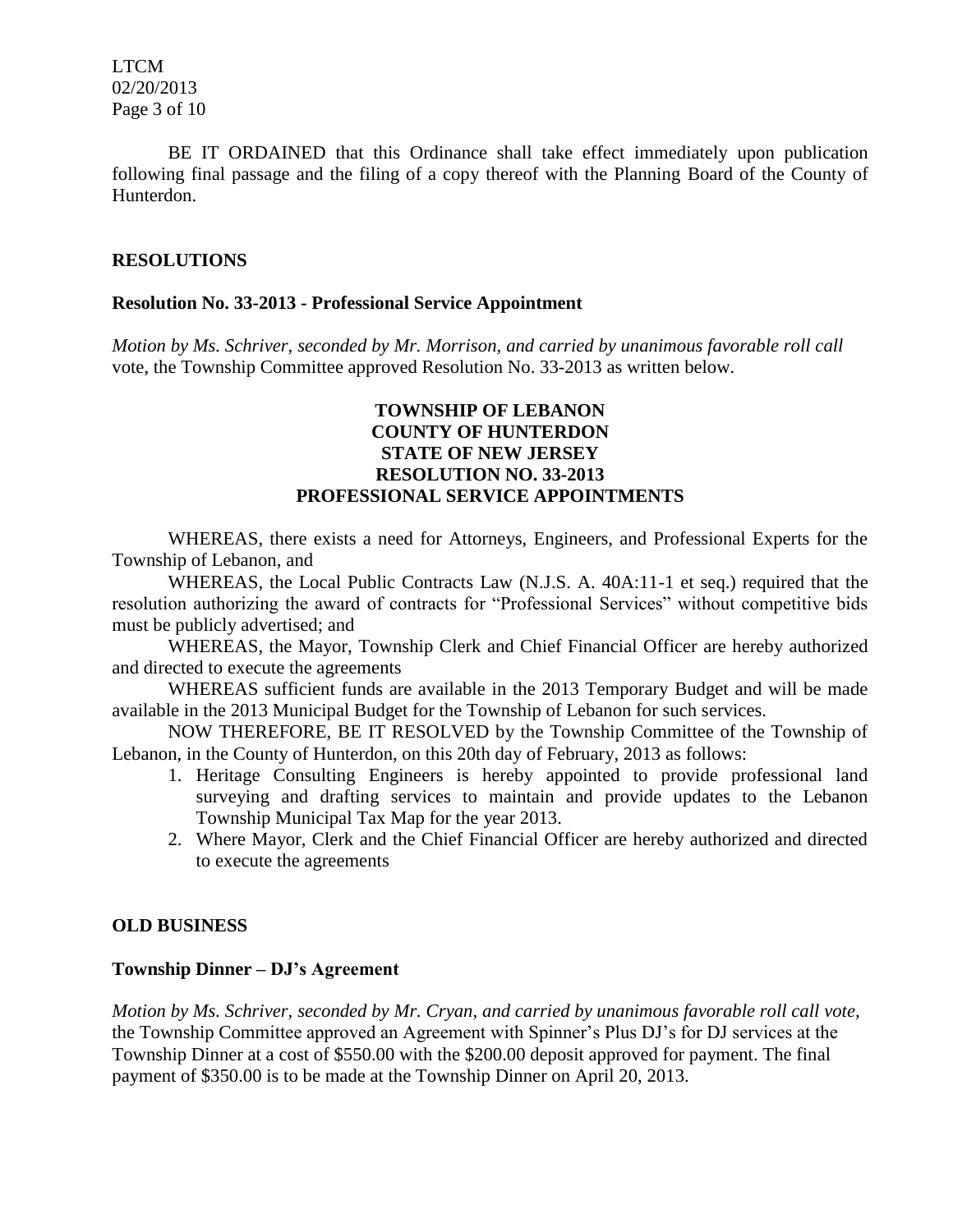BE IT ORDAINED that this Ordinance shall take effect immediately upon publication following final passage and the filing of a copy thereof with the Planning Board of the County of Hunterdon.

## RESOLUTIONS

### Resolution No. 33-2013 - Professional Service Appointment

*Motion by Ms. Schriver, seconded by Mr. Morrison, and carried by unanimous favorable roll call* vote, the Township Committee approved Resolution No. 33-2013 as written below.

**TOWNSHIP OF LEBANON**
**COUNTY OF HUNTERDON**
**STATE OF NEW JERSEY**
**RESOLUTION NO. 33-2013**
**PROFESSIONAL SERVICE APPOINTMENTS**

WHEREAS, there exists a need for Attorneys, Engineers, and Professional Experts for the Township of Lebanon, and

WHEREAS, the Local Public Contracts Law (N.J.S. A. 40A:11-1 et seq.) required that the resolution authorizing the award of contracts for "Professional Services" without competitive bids must be publicly advertised; and

WHEREAS, the Mayor, Township Clerk and Chief Financial Officer are hereby authorized and directed to execute the agreements

WHEREAS sufficient funds are available in the 2013 Temporary Budget and will be made available in the 2013 Municipal Budget for the Township of Lebanon for such services.

NOW THEREFORE, BE IT RESOLVED by the Township Committee of the Township of Lebanon, in the County of Hunterdon, on this 20th day of February, 2013 as follows:

1. Heritage Consulting Engineers is hereby appointed to provide professional land surveying and drafting services to maintain and provide updates to the Lebanon Township Municipal Tax Map for the year 2013.
2. Where Mayor, Clerk and the Chief Financial Officer are hereby authorized and directed to execute the agreements

## OLD BUSINESS

### Township Dinner – DJ's Agreement

*Motion by Ms. Schriver, seconded by Mr. Cryan, and carried by unanimous favorable roll call vote,* the Township Committee approved an Agreement with Spinner's Plus DJ's for DJ services at the Township Dinner at a cost of $550.00 with the $200.00 deposit approved for payment. The final payment of $350.00 is to be made at the Township Dinner on April 20, 2013.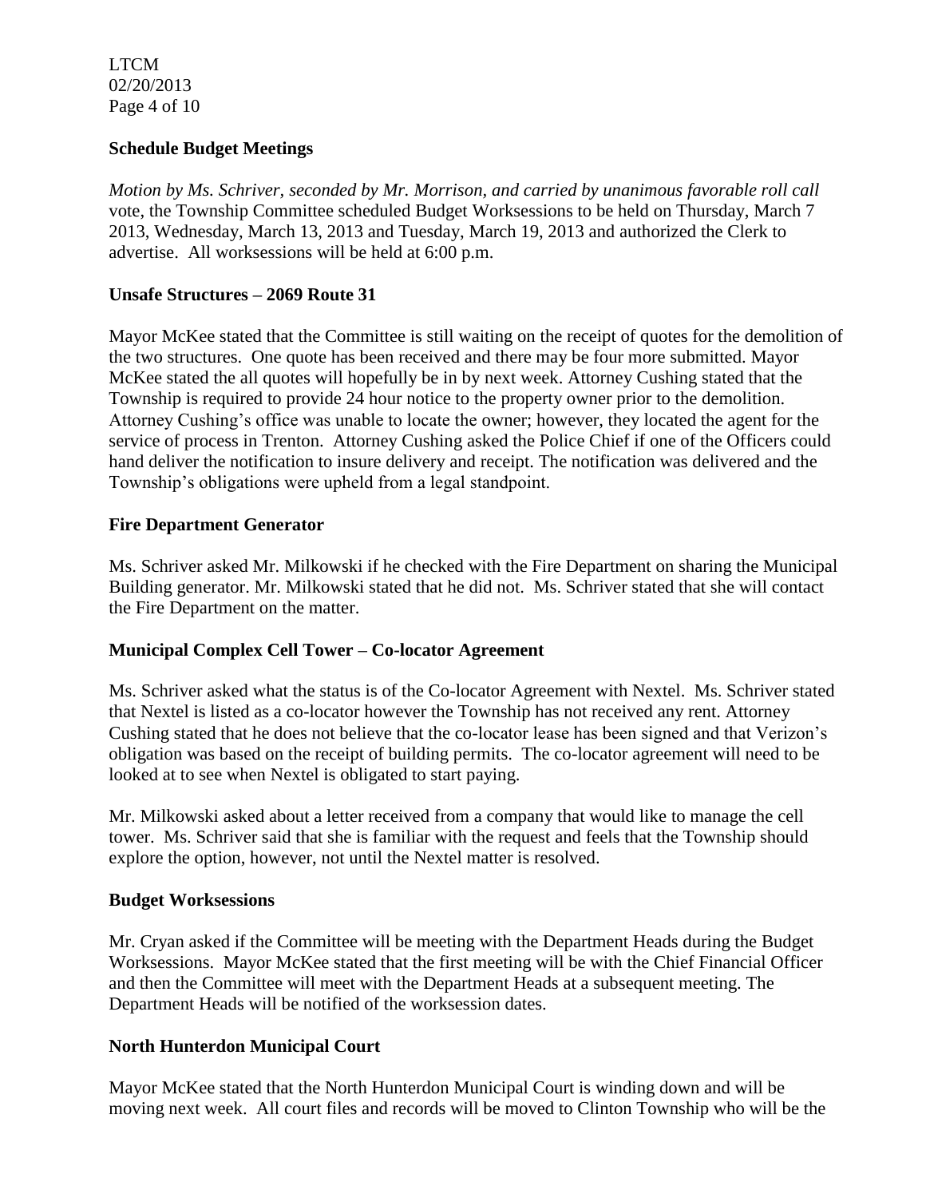**Schedule Budget Meetings**

*Motion by Ms. Schriver, seconded by Mr. Morrison, and carried by unanimous favorable roll call* vote, the Township Committee scheduled Budget Worksessions to be held on Thursday, March 7 2013, Wednesday, March 13, 2013 and Tuesday, March 19, 2013 and authorized the Clerk to advertise. All worksessions will be held at 6:00 p.m.

**Unsafe Structures – 2069 Route 31**

Mayor McKee stated that the Committee is still waiting on the receipt of quotes for the demolition of the two structures. One quote has been received and there may be four more submitted. Mayor McKee stated the all quotes will hopefully be in by next week. Attorney Cushing stated that the Township is required to provide 24 hour notice to the property owner prior to the demolition. Attorney Cushing's office was unable to locate the owner; however, they located the agent for the service of process in Trenton. Attorney Cushing asked the Police Chief if one of the Officers could hand deliver the notification to insure delivery and receipt. The notification was delivered and the Township's obligations were upheld from a legal standpoint.

**Fire Department Generator**

Ms. Schriver asked Mr. Milkowski if he checked with the Fire Department on sharing the Municipal Building generator. Mr. Milkowski stated that he did not. Ms. Schriver stated that she will contact the Fire Department on the matter.

**Municipal Complex Cell Tower – Co-locator Agreement**

Ms. Schriver asked what the status is of the Co-locator Agreement with Nextel. Ms. Schriver stated that Nextel is listed as a co-locator however the Township has not received any rent. Attorney Cushing stated that he does not believe that the co-locator lease has been signed and that Verizon's obligation was based on the receipt of building permits. The co-locator agreement will need to be looked at to see when Nextel is obligated to start paying.

Mr. Milkowski asked about a letter received from a company that would like to manage the cell tower. Ms. Schriver said that she is familiar with the request and feels that the Township should explore the option, however, not until the Nextel matter is resolved.

**Budget Worksessions**

Mr. Cryan asked if the Committee will be meeting with the Department Heads during the Budget Worksessions. Mayor McKee stated that the first meeting will be with the Chief Financial Officer and then the Committee will meet with the Department Heads at a subsequent meeting. The Department Heads will be notified of the worksession dates.

**North Hunterdon Municipal Court**

Mayor McKee stated that the North Hunterdon Municipal Court is winding down and will be moving next week. All court files and records will be moved to Clinton Township who will be the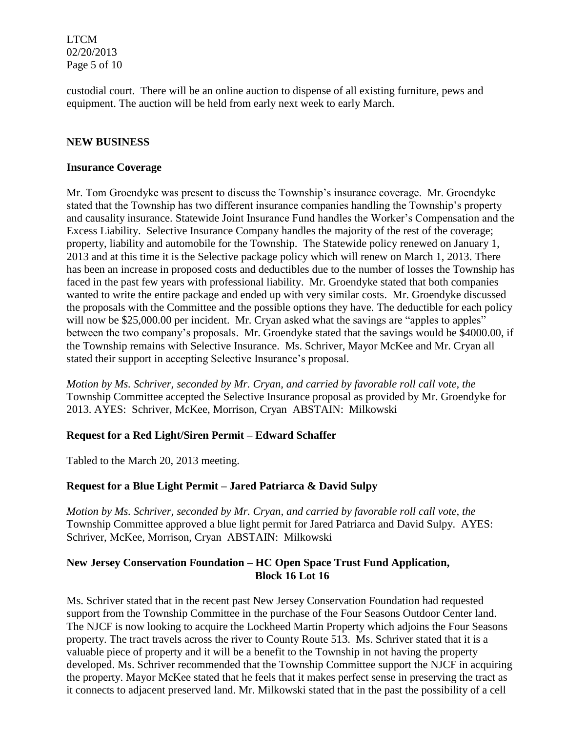custodial court. There will be an online auction to dispense of all existing furniture, pews and equipment. The auction will be held from early next week to early March.

## NEW BUSINESS

### Insurance Coverage

Mr. Tom Groendyke was present to discuss the Township's insurance coverage. Mr. Groendyke stated that the Township has two different insurance companies handling the Township's property and causality insurance. Statewide Joint Insurance Fund handles the Worker's Compensation and the Excess Liability. Selective Insurance Company handles the majority of the rest of the coverage; property, liability and automobile for the Township. The Statewide policy renewed on January 1, 2013 and at this time it is the Selective package policy which will renew on March 1, 2013. There has been an increase in proposed costs and deductibles due to the number of losses the Township has faced in the past few years with professional liability. Mr. Groendyke stated that both companies wanted to write the entire package and ended up with very similar costs. Mr. Groendyke discussed the proposals with the Committee and the possible options they have. The deductible for each policy will now be $25,000.00 per incident. Mr. Cryan asked what the savings are "apples to apples" between the two company's proposals. Mr. Groendyke stated that the savings would be $4000.00, if the Township remains with Selective Insurance. Ms. Schriver, Mayor McKee and Mr. Cryan all stated their support in accepting Selective Insurance's proposal.

*Motion by Ms. Schriver, seconded by Mr. Cryan, and carried by favorable roll call vote, the* Township Committee accepted the Selective Insurance proposal as provided by Mr. Groendyke for 2013. AYES: Schriver, McKee, Morrison, Cryan ABSTAIN: Milkowski

### Request for a Red Light/Siren Permit – Edward Schaffer

Tabled to the March 20, 2013 meeting.

### Request for a Blue Light Permit – Jared Patriarca & David Sulpy

*Motion by Ms. Schriver, seconded by Mr. Cryan, and carried by favorable roll call vote, the* Township Committee approved a blue light permit for Jared Patriarca and David Sulpy. AYES: Schriver, McKee, Morrison, Cryan ABSTAIN: Milkowski

### New Jersey Conservation Foundation – HC Open Space Trust Fund Application, Block 16 Lot 16

Ms. Schriver stated that in the recent past New Jersey Conservation Foundation had requested support from the Township Committee in the purchase of the Four Seasons Outdoor Center land. The NJCF is now looking to acquire the Lockheed Martin Property which adjoins the Four Seasons property. The tract travels across the river to County Route 513. Ms. Schriver stated that it is a valuable piece of property and it will be a benefit to the Township in not having the property developed. Ms. Schriver recommended that the Township Committee support the NJCF in acquiring the property. Mayor McKee stated that he feels that it makes perfect sense in preserving the tract as it connects to adjacent preserved land. Mr. Milkowski stated that in the past the possibility of a cell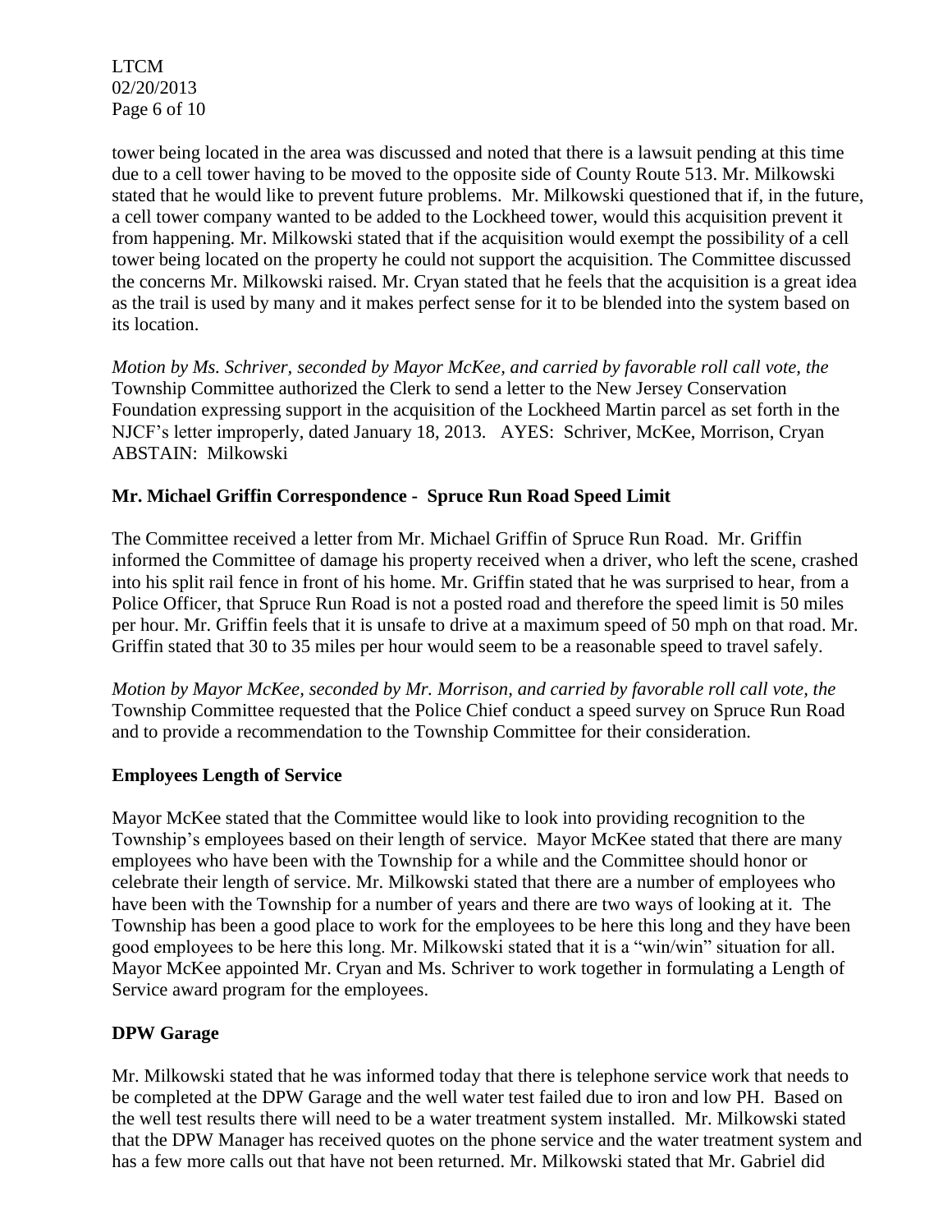tower being located in the area was discussed and noted that there is a lawsuit pending at this time due to a cell tower having to be moved to the opposite side of County Route 513. Mr. Milkowski stated that he would like to prevent future problems. Mr. Milkowski questioned that if, in the future, a cell tower company wanted to be added to the Lockheed tower, would this acquisition prevent it from happening. Mr. Milkowski stated that if the acquisition would exempt the possibility of a cell tower being located on the property he could not support the acquisition. The Committee discussed the concerns Mr. Milkowski raised. Mr. Cryan stated that he feels that the acquisition is a great idea as the trail is used by many and it makes perfect sense for it to be blended into the system based on its location.

*Motion by Ms. Schriver, seconded by Mayor McKee, and carried by favorable roll call vote, the* Township Committee authorized the Clerk to send a letter to the New Jersey Conservation Foundation expressing support in the acquisition of the Lockheed Martin parcel as set forth in the NJCF's letter improperly, dated January 18, 2013. AYES: Schriver, McKee, Morrison, Cryan ABSTAIN: Milkowski

**Mr. Michael Griffin Correspondence - Spruce Run Road Speed Limit**

The Committee received a letter from Mr. Michael Griffin of Spruce Run Road. Mr. Griffin informed the Committee of damage his property received when a driver, who left the scene, crashed into his split rail fence in front of his home. Mr. Griffin stated that he was surprised to hear, from a Police Officer, that Spruce Run Road is not a posted road and therefore the speed limit is 50 miles per hour. Mr. Griffin feels that it is unsafe to drive at a maximum speed of 50 mph on that road. Mr. Griffin stated that 30 to 35 miles per hour would seem to be a reasonable speed to travel safely.

*Motion by Mayor McKee, seconded by Mr. Morrison, and carried by favorable roll call vote, the* Township Committee requested that the Police Chief conduct a speed survey on Spruce Run Road and to provide a recommendation to the Township Committee for their consideration.

**Employees Length of Service**

Mayor McKee stated that the Committee would like to look into providing recognition to the Township's employees based on their length of service. Mayor McKee stated that there are many employees who have been with the Township for a while and the Committee should honor or celebrate their length of service. Mr. Milkowski stated that there are a number of employees who have been with the Township for a number of years and there are two ways of looking at it. The Township has been a good place to work for the employees to be here this long and they have been good employees to be here this long. Mr. Milkowski stated that it is a "win/win" situation for all. Mayor McKee appointed Mr. Cryan and Ms. Schriver to work together in formulating a Length of Service award program for the employees.

**DPW Garage**

Mr. Milkowski stated that he was informed today that there is telephone service work that needs to be completed at the DPW Garage and the well water test failed due to iron and low PH. Based on the well test results there will need to be a water treatment system installed. Mr. Milkowski stated that the DPW Manager has received quotes on the phone service and the water treatment system and has a few more calls out that have not been returned. Mr. Milkowski stated that Mr. Gabriel did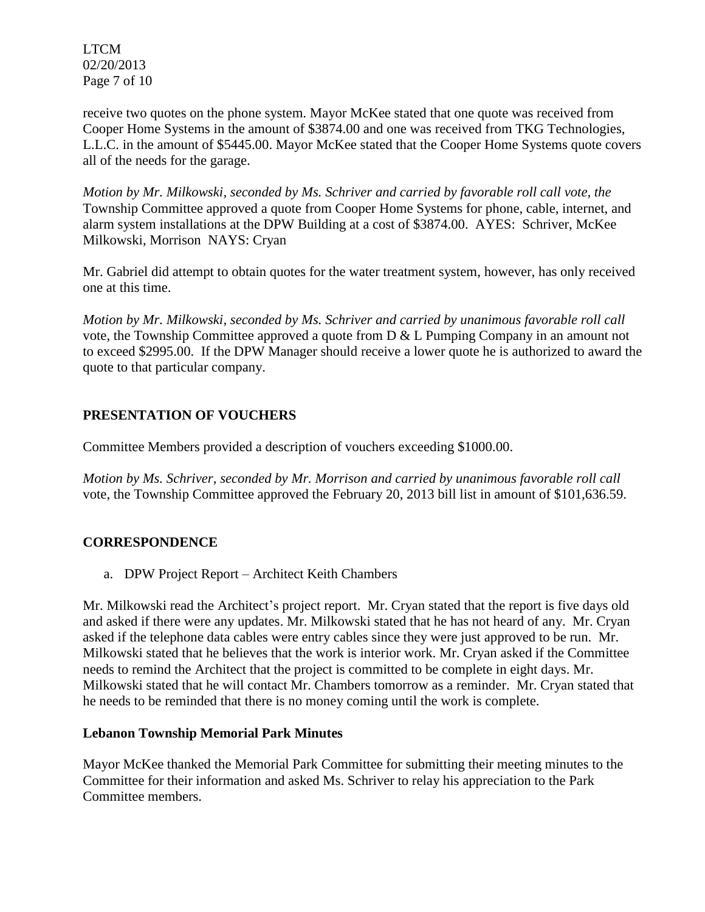receive two quotes on the phone system. Mayor McKee stated that one quote was received from Cooper Home Systems in the amount of $3874.00 and one was received from TKG Technologies, L.L.C. in the amount of $5445.00. Mayor McKee stated that the Cooper Home Systems quote covers all of the needs for the garage.

*Motion by Mr. Milkowski, seconded by Ms. Schriver and carried by favorable roll call vote, the* Township Committee approved a quote from Cooper Home Systems for phone, cable, internet, and alarm system installations at the DPW Building at a cost of $3874.00. AYES: Schriver, McKee Milkowski, Morrison NAYS: Cryan

Mr. Gabriel did attempt to obtain quotes for the water treatment system, however, has only received one at this time.

*Motion by Mr. Milkowski, seconded by Ms. Schriver and carried by unanimous favorable roll call* vote, the Township Committee approved a quote from D & L Pumping Company in an amount not to exceed $2995.00. If the DPW Manager should receive a lower quote he is authorized to award the quote to that particular company.

## PRESENTATION OF VOUCHERS

Committee Members provided a description of vouchers exceeding $1000.00.

*Motion by Ms. Schriver, seconded by Mr. Morrison and carried by unanimous favorable roll call* vote, the Township Committee approved the February 20, 2013 bill list in amount of $101,636.59.

## CORRESPONDENCE

a. DPW Project Report – Architect Keith Chambers

Mr. Milkowski read the Architect's project report. Mr. Cryan stated that the report is five days old and asked if there were any updates. Mr. Milkowski stated that he has not heard of any. Mr. Cryan asked if the telephone data cables were entry cables since they were just approved to be run. Mr. Milkowski stated that he believes that the work is interior work. Mr. Cryan asked if the Committee needs to remind the Architect that the project is committed to be complete in eight days. Mr. Milkowski stated that he will contact Mr. Chambers tomorrow as a reminder. Mr. Cryan stated that he needs to be reminded that there is no money coming until the work is complete.

### Lebanon Township Memorial Park Minutes

Mayor McKee thanked the Memorial Park Committee for submitting their meeting minutes to the Committee for their information and asked Ms. Schriver to relay his appreciation to the Park Committee members.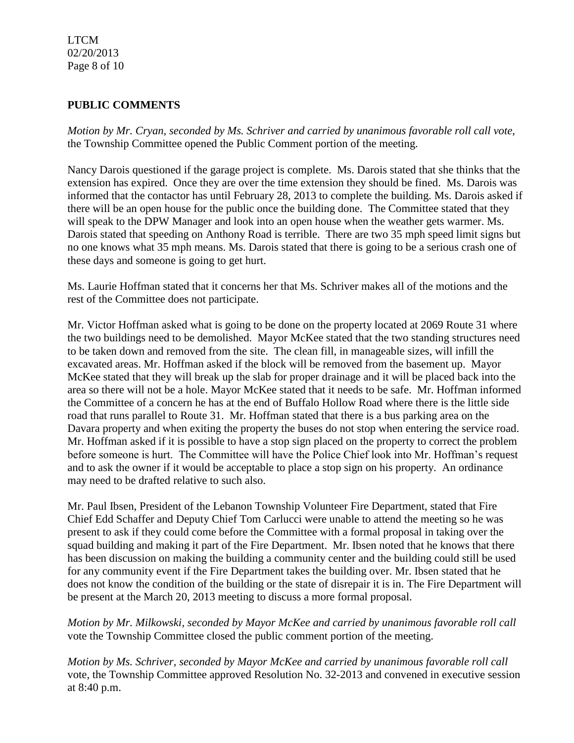## PUBLIC COMMENTS

*Motion by Mr. Cryan, seconded by Ms. Schriver and carried by unanimous favorable roll call vote*, the Township Committee opened the Public Comment portion of the meeting.

Nancy Darois questioned if the garage project is complete. Ms. Darois stated that she thinks that the extension has expired. Once they are over the time extension they should be fined. Ms. Darois was informed that the contactor has until February 28, 2013 to complete the building. Ms. Darois asked if there will be an open house for the public once the building done. The Committee stated that they will speak to the DPW Manager and look into an open house when the weather gets warmer. Ms. Darois stated that speeding on Anthony Road is terrible. There are two 35 mph speed limit signs but no one knows what 35 mph means. Ms. Darois stated that there is going to be a serious crash one of these days and someone is going to get hurt.

Ms. Laurie Hoffman stated that it concerns her that Ms. Schriver makes all of the motions and the rest of the Committee does not participate.

Mr. Victor Hoffman asked what is going to be done on the property located at 2069 Route 31 where the two buildings need to be demolished. Mayor McKee stated that the two standing structures need to be taken down and removed from the site. The clean fill, in manageable sizes, will infill the excavated areas. Mr. Hoffman asked if the block will be removed from the basement up. Mayor McKee stated that they will break up the slab for proper drainage and it will be placed back into the area so there will not be a hole. Mayor McKee stated that it needs to be safe. Mr. Hoffman informed the Committee of a concern he has at the end of Buffalo Hollow Road where there is the little side road that runs parallel to Route 31. Mr. Hoffman stated that there is a bus parking area on the Davara property and when exiting the property the buses do not stop when entering the service road. Mr. Hoffman asked if it is possible to have a stop sign placed on the property to correct the problem before someone is hurt. The Committee will have the Police Chief look into Mr. Hoffman's request and to ask the owner if it would be acceptable to place a stop sign on his property. An ordinance may need to be drafted relative to such also.

Mr. Paul Ibsen, President of the Lebanon Township Volunteer Fire Department, stated that Fire Chief Edd Schaffer and Deputy Chief Tom Carlucci were unable to attend the meeting so he was present to ask if they could come before the Committee with a formal proposal in taking over the squad building and making it part of the Fire Department. Mr. Ibsen noted that he knows that there has been discussion on making the building a community center and the building could still be used for any community event if the Fire Department takes the building over. Mr. Ibsen stated that he does not know the condition of the building or the state of disrepair it is in. The Fire Department will be present at the March 20, 2013 meeting to discuss a more formal proposal.

*Motion by Mr. Milkowski, seconded by Mayor McKee and carried by unanimous favorable roll call* vote the Township Committee closed the public comment portion of the meeting.

*Motion by Ms. Schriver, seconded by Mayor McKee and carried by unanimous favorable roll call* vote, the Township Committee approved Resolution No. 32-2013 and convened in executive session at 8:40 p.m.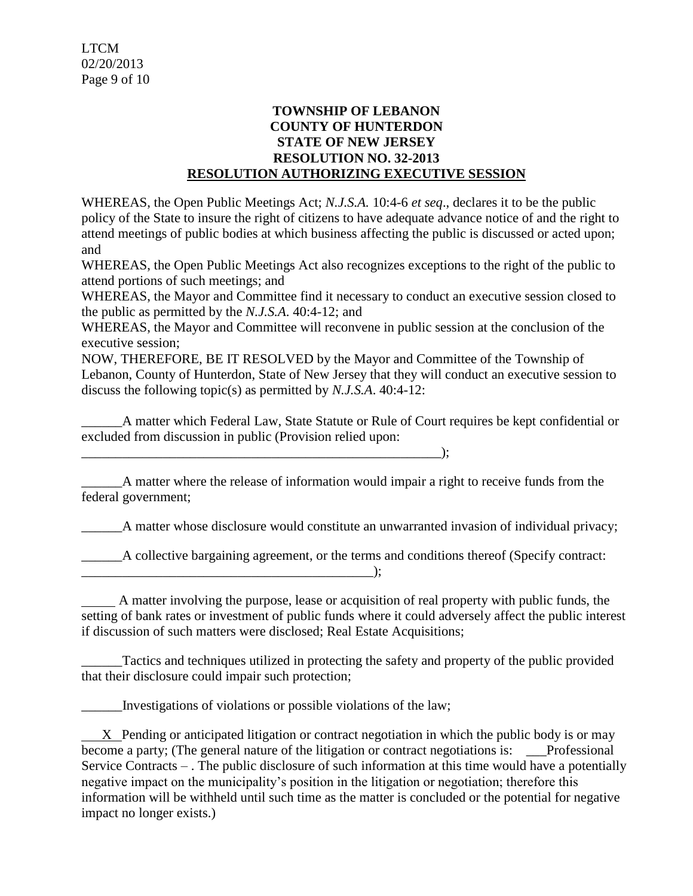**TOWNSHIP OF LEBANON**
**COUNTY OF HUNTERDON**
**STATE OF NEW JERSEY**
**RESOLUTION NO. 32-2013**
**RESOLUTION AUTHORIZING EXECUTIVE SESSION**

WHEREAS, the Open Public Meetings Act; *N.J.S.A.* 10:4-6 *et seq*., declares it to be the public policy of the State to insure the right of citizens to have adequate advance notice of and the right to attend meetings of public bodies at which business affecting the public is discussed or acted upon; and

WHEREAS, the Open Public Meetings Act also recognizes exceptions to the right of the public to attend portions of such meetings; and

WHEREAS, the Mayor and Committee find it necessary to conduct an executive session closed to the public as permitted by the *N.J.S.A.* 40:4-12; and

WHEREAS, the Mayor and Committee will reconvene in public session at the conclusion of the executive session;

NOW, THEREFORE, BE IT RESOLVED by the Mayor and Committee of the Township of Lebanon, County of Hunterdon, State of New Jersey that they will conduct an executive session to discuss the following topic(s) as permitted by *N.J.S.A*. 40:4-12:

______A matter which Federal Law, State Statute or Rule of Court requires be kept confidential or excluded from discussion in public (Provision relied upon: ________________________________________________________);

______A matter where the release of information would impair a right to receive funds from the federal government;

______A matter whose disclosure would constitute an unwarranted invasion of individual privacy;

______A collective bargaining agreement, or the terms and conditions thereof (Specify contract: _____________________________________________);

_____ A matter involving the purpose, lease or acquisition of real property with public funds, the setting of bank rates or investment of public funds where it could adversely affect the public interest if discussion of such matters were disclosed; Real Estate Acquisitions;

______Tactics and techniques utilized in protecting the safety and property of the public provided that their disclosure could impair such protection;

______Investigations of violations or possible violations of the law;

___X__Pending or anticipated litigation or contract negotiation in which the public body is or may become a party; (The general nature of the litigation or contract negotiations is: ___Professional Service Contracts – . The public disclosure of such information at this time would have a potentially negative impact on the municipality's position in the litigation or negotiation; therefore this information will be withheld until such time as the matter is concluded or the potential for negative impact no longer exists.)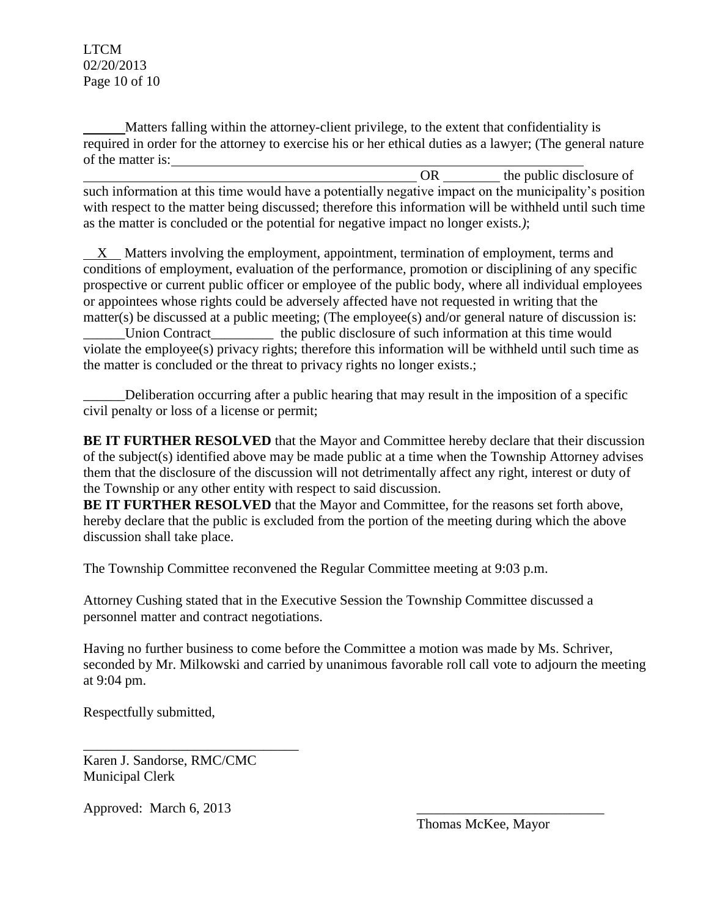______ Matters falling within the attorney-client privilege, to the extent that confidentiality is required in order for the attorney to exercise his or her ethical duties as a lawyer; (The general nature of the matter is: ______________________________________________________________ ______________________________________________ OR ________ the public disclosure of such information at this time would have a potentially negative impact on the municipality's position with respect to the matter being discussed; therefore this information will be withheld until such time as the matter is concluded or the potential for negative impact no longer exists.*)*;

__X__ Matters involving the employment, appointment, termination of employment, terms and conditions of employment, evaluation of the performance, promotion or disciplining of any specific prospective or current public officer or employee of the public body, where all individual employees or appointees whose rights could be adversely affected have not requested in writing that the matter(s) be discussed at a public meeting; (The employee(s) and/or general nature of discussion is: ______Union Contract_________ the public disclosure of such information at this time would violate the employee(s) privacy rights; therefore this information will be withheld until such time as the matter is concluded or the threat to privacy rights no longer exists.;

______Deliberation occurring after a public hearing that may result in the imposition of a specific civil penalty or loss of a license or permit;

**BE IT FURTHER RESOLVED** that the Mayor and Committee hereby declare that their discussion of the subject(s) identified above may be made public at a time when the Township Attorney advises them that the disclosure of the discussion will not detrimentally affect any right, interest or duty of the Township or any other entity with respect to said discussion.

**BE IT FURTHER RESOLVED** that the Mayor and Committee, for the reasons set forth above, hereby declare that the public is excluded from the portion of the meeting during which the above discussion shall take place.

The Township Committee reconvened the Regular Committee meeting at 9:03 p.m.

Attorney Cushing stated that in the Executive Session the Township Committee discussed a personnel matter and contract negotiations.

Having no further business to come before the Committee a motion was made by Ms. Schriver, seconded by Mr. Milkowski and carried by unanimous favorable roll call vote to adjourn the meeting at 9:04 pm.

Respectfully submitted,

_______________________________

Karen J. Sandorse, RMC/CMC
Municipal Clerk

Approved: March 6, 2013

___________________________

Thomas McKee, Mayor